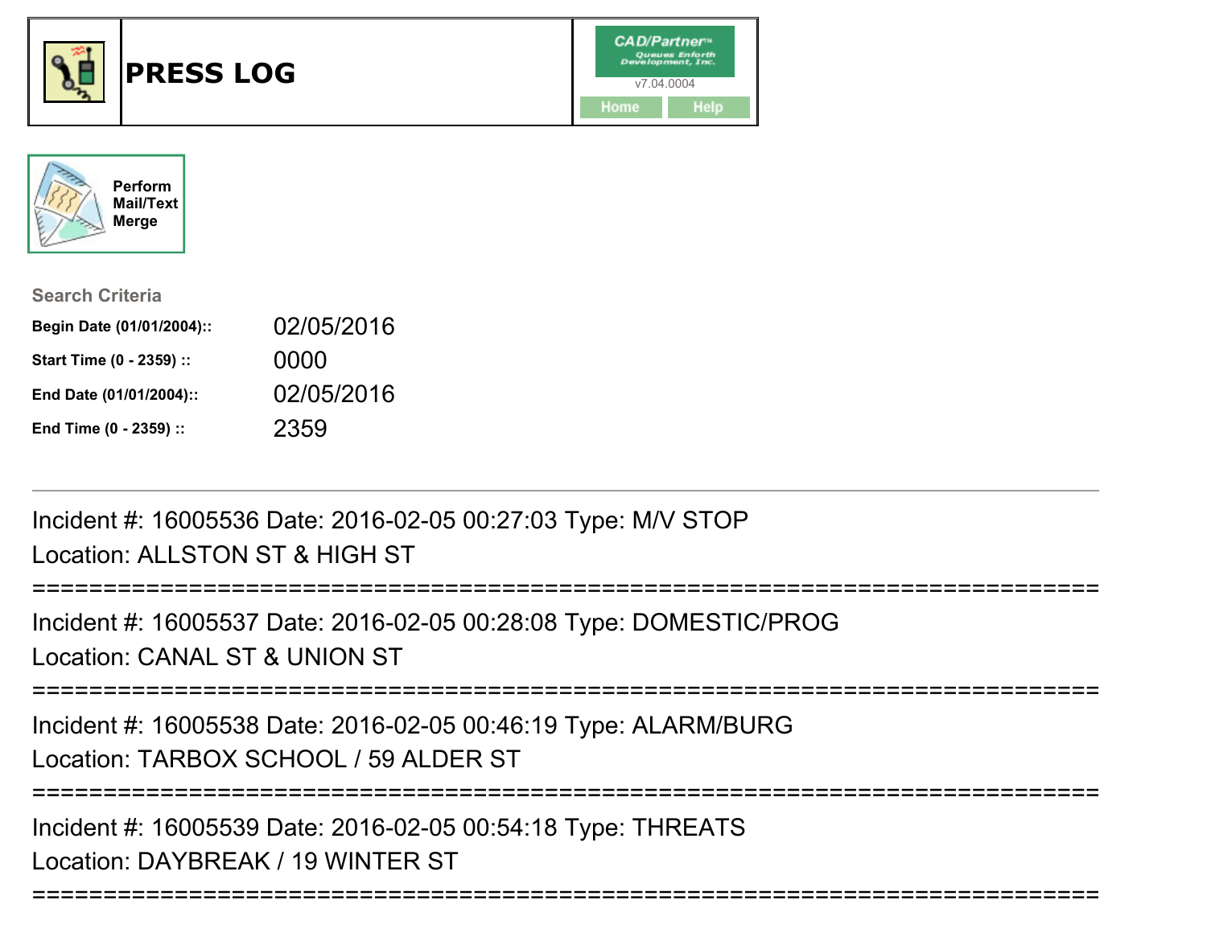# PRESS LOG

CAD/Partner™ Queues Enforth Development, Inc.

v7.04.0004

Home Help

Perform Mail/Text Merge

**Search Criteria**

| | |
|---|---|
| **Begin Date (01/01/2004)::** | 02/05/2016 |
| **Start Time (0 - 2359) ::** | 0000 |
| **End Date (01/01/2004)::** | 02/05/2016 |
| **End Time (0 - 2359) ::** | 2359 |

---

Incident #: 16005536 Date: 2016-02-05 00:27:03 Type: M/V STOP
Location: ALLSTON ST & HIGH ST

===========================================================================

Incident #: 16005537 Date: 2016-02-05 00:28:08 Type: DOMESTIC/PROG
Location: CANAL ST & UNION ST

===========================================================================

Incident #: 16005538 Date: 2016-02-05 00:46:19 Type: ALARM/BURG
Location: TARBOX SCHOOL / 59 ALDER ST

===========================================================================

Incident #: 16005539 Date: 2016-02-05 00:54:18 Type: THREATS
Location: DAYBREAK / 19 WINTER ST

===========================================================================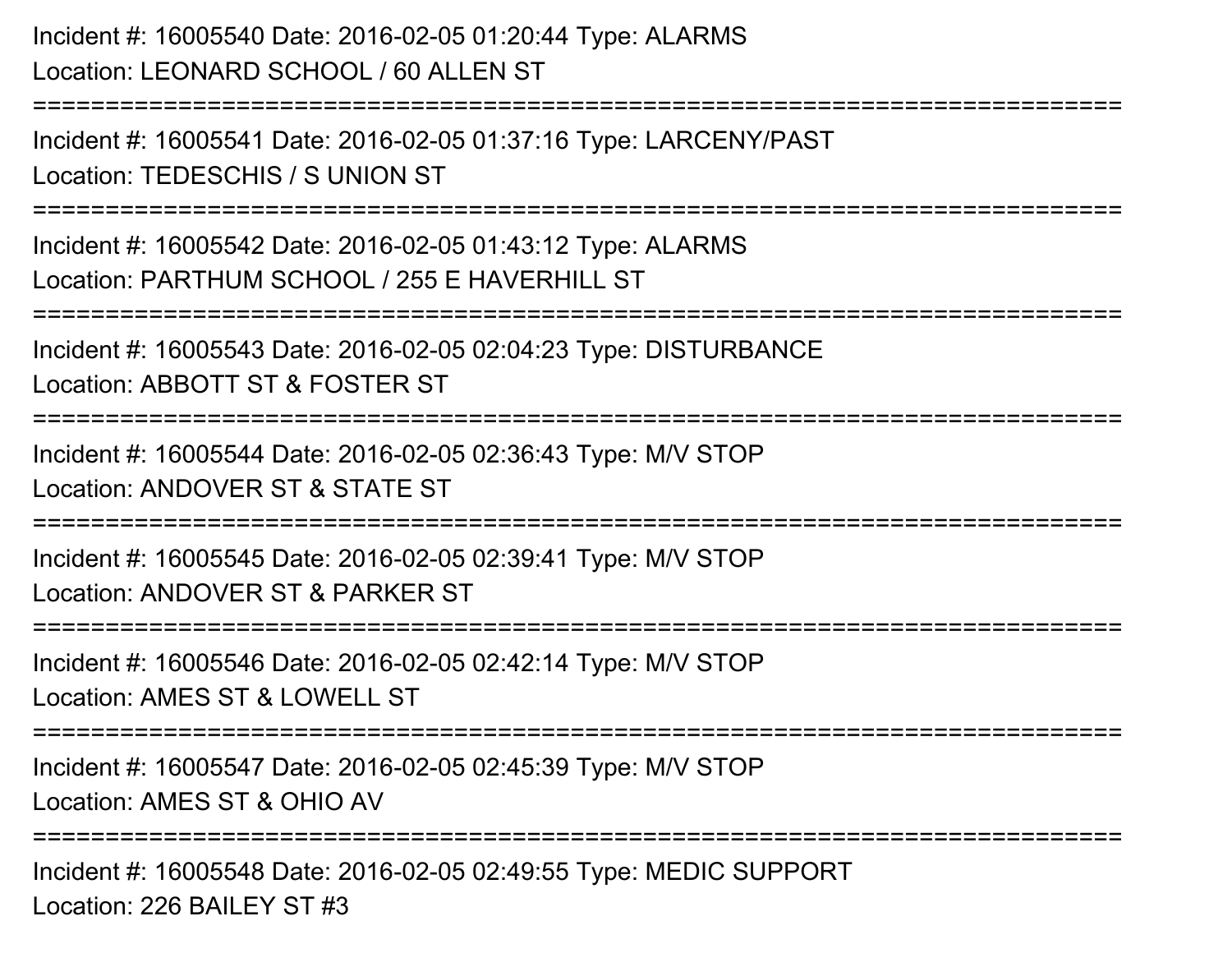Incident #: 16005540 Date: 2016-02-05 01:20:44 Type: ALARMS
Location: LEONARD SCHOOL / 60 ALLEN ST

===========================================================================

Incident #: 16005541 Date: 2016-02-05 01:37:16 Type: LARCENY/PAST
Location: TEDESCHIS / S UNION ST

===========================================================================

Incident #: 16005542 Date: 2016-02-05 01:43:12 Type: ALARMS
Location: PARTHUM SCHOOL / 255 E HAVERHILL ST

===========================================================================

Incident #: 16005543 Date: 2016-02-05 02:04:23 Type: DISTURBANCE
Location: ABBOTT ST & FOSTER ST

===========================================================================

Incident #: 16005544 Date: 2016-02-05 02:36:43 Type: M/V STOP
Location: ANDOVER ST & STATE ST

===========================================================================

Incident #: 16005545 Date: 2016-02-05 02:39:41 Type: M/V STOP
Location: ANDOVER ST & PARKER ST

===========================================================================

Incident #: 16005546 Date: 2016-02-05 02:42:14 Type: M/V STOP
Location: AMES ST & LOWELL ST

===========================================================================

Incident #: 16005547 Date: 2016-02-05 02:45:39 Type: M/V STOP
Location: AMES ST & OHIO AV

===========================================================================

Incident #: 16005548 Date: 2016-02-05 02:49:55 Type: MEDIC SUPPORT
Location: 226 BAILEY ST #3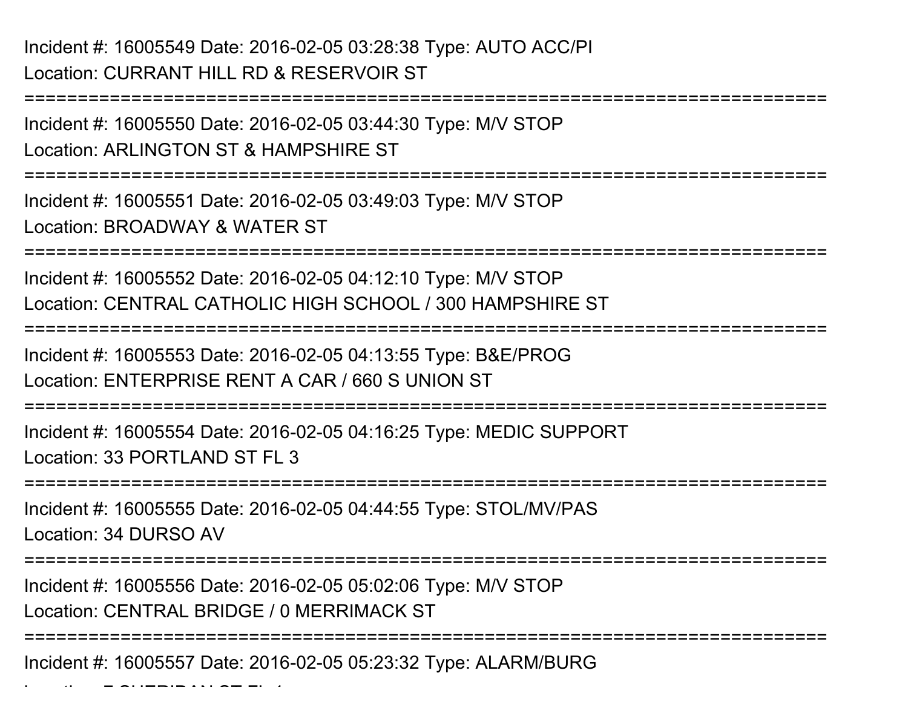Incident #: 16005549 Date: 2016-02-05 03:28:38 Type: AUTO ACC/PI
Location: CURRANT HILL RD & RESERVOIR ST

===========================================================================

Incident #: 16005550 Date: 2016-02-05 03:44:30 Type: M/V STOP
Location: ARLINGTON ST & HAMPSHIRE ST

===========================================================================

Incident #: 16005551 Date: 2016-02-05 03:49:03 Type: M/V STOP
Location: BROADWAY & WATER ST

===========================================================================

Incident #: 16005552 Date: 2016-02-05 04:12:10 Type: M/V STOP
Location: CENTRAL CATHOLIC HIGH SCHOOL / 300 HAMPSHIRE ST

===========================================================================

Incident #: 16005553 Date: 2016-02-05 04:13:55 Type: B&E/PROG
Location: ENTERPRISE RENT A CAR / 660 S UNION ST

===========================================================================

Incident #: 16005554 Date: 2016-02-05 04:16:25 Type: MEDIC SUPPORT
Location: 33 PORTLAND ST FL 3

===========================================================================

Incident #: 16005555 Date: 2016-02-05 04:44:55 Type: STOL/MV/PAS
Location: 34 DURSO AV

===========================================================================

Incident #: 16005556 Date: 2016-02-05 05:02:06 Type: M/V STOP
Location: CENTRAL BRIDGE / 0 MERRIMACK ST

===========================================================================

Incident #: 16005557 Date: 2016-02-05 05:23:32 Type: ALARM/BURG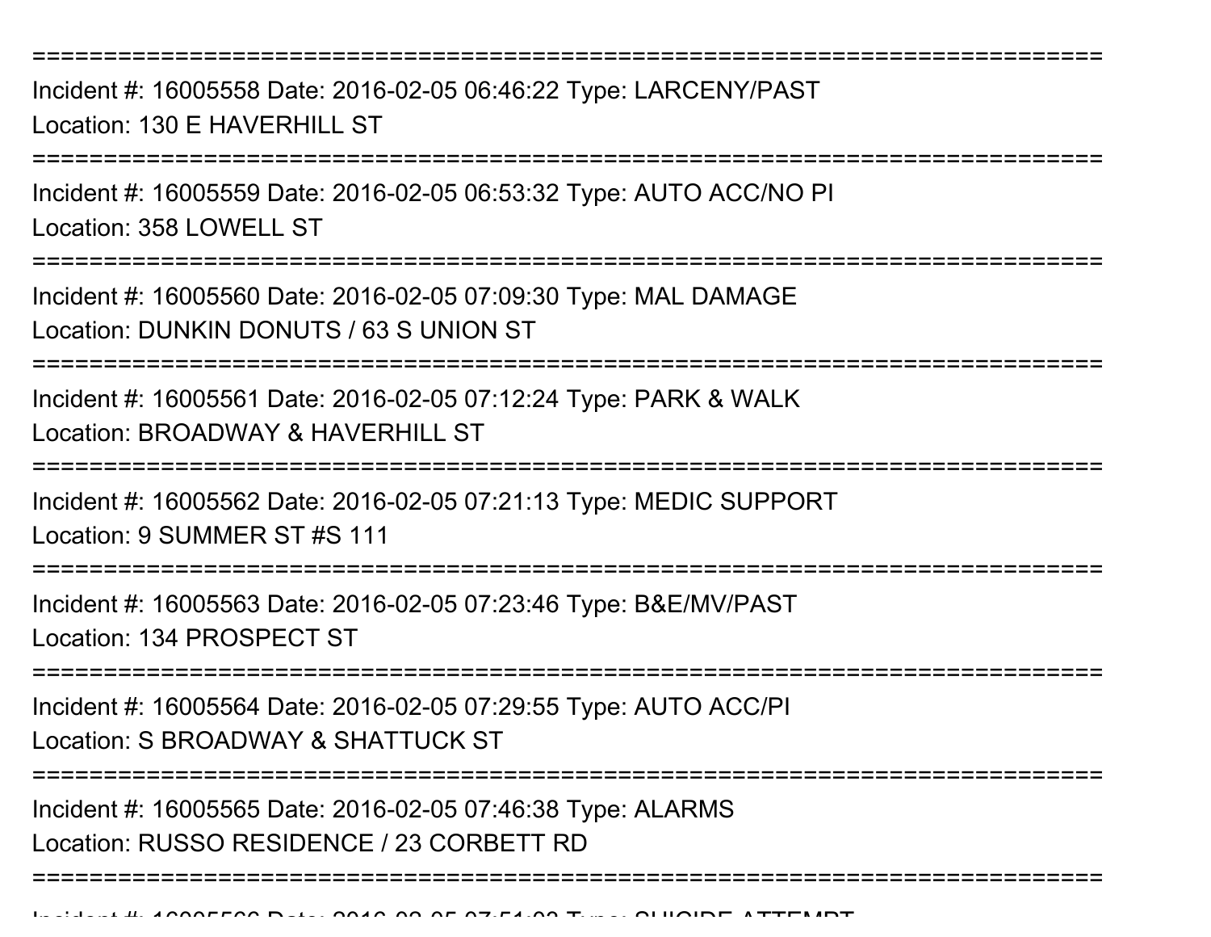===========================================================================

Incident #: 16005558 Date: 2016-02-05 06:46:22 Type: LARCENY/PAST
Location: 130 E HAVERHILL ST

===========================================================================

Incident #: 16005559 Date: 2016-02-05 06:53:32 Type: AUTO ACC/NO PI
Location: 358 LOWELL ST

===========================================================================

Incident #: 16005560 Date: 2016-02-05 07:09:30 Type: MAL DAMAGE
Location: DUNKIN DONUTS / 63 S UNION ST

===========================================================================

Incident #: 16005561 Date: 2016-02-05 07:12:24 Type: PARK & WALK
Location: BROADWAY & HAVERHILL ST

===========================================================================

Incident #: 16005562 Date: 2016-02-05 07:21:13 Type: MEDIC SUPPORT
Location: 9 SUMMER ST #S 111

===========================================================================

Incident #: 16005563 Date: 2016-02-05 07:23:46 Type: B&E/MV/PAST
Location: 134 PROSPECT ST

===========================================================================

Incident #: 16005564 Date: 2016-02-05 07:29:55 Type: AUTO ACC/PI
Location: S BROADWAY & SHATTUCK ST

===========================================================================

Incident #: 16005565 Date: 2016-02-05 07:46:38 Type: ALARMS
Location: RUSSO RESIDENCE / 23 CORBETT RD

===========================================================================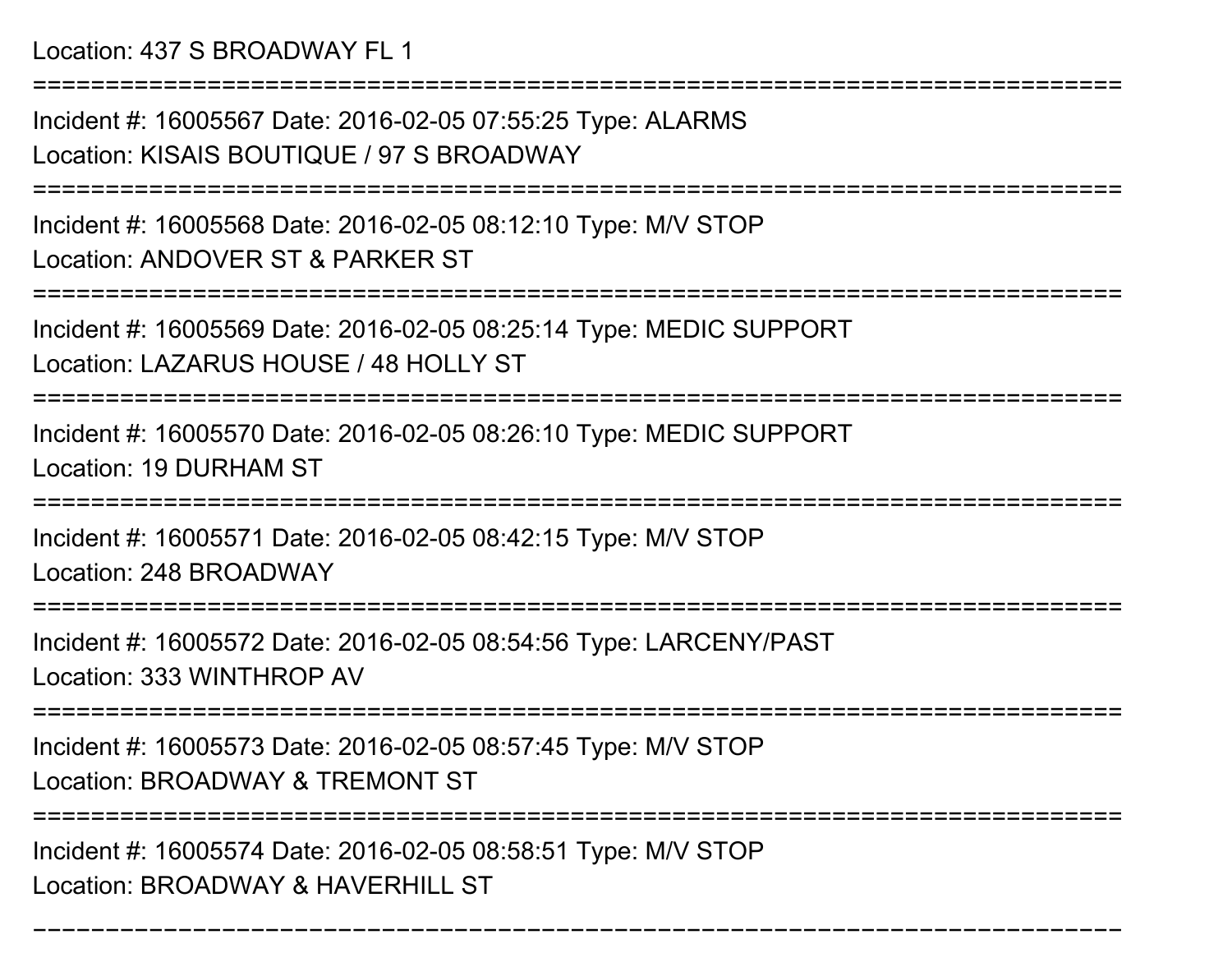Location: 437 S BROADWAY FL 1

===========================================================================

Incident #: 16005567 Date: 2016-02-05 07:55:25 Type: ALARMS

Location: KISAIS BOUTIQUE / 97 S BROADWAY

===========================================================================

Incident #: 16005568 Date: 2016-02-05 08:12:10 Type: M/V STOP

Location: ANDOVER ST & PARKER ST

===========================================================================

Incident #: 16005569 Date: 2016-02-05 08:25:14 Type: MEDIC SUPPORT

Location: LAZARUS HOUSE / 48 HOLLY ST

===========================================================================

Incident #: 16005570 Date: 2016-02-05 08:26:10 Type: MEDIC SUPPORT

Location: 19 DURHAM ST

===========================================================================

Incident #: 16005571 Date: 2016-02-05 08:42:15 Type: M/V STOP

Location: 248 BROADWAY

===========================================================================

Incident #: 16005572 Date: 2016-02-05 08:54:56 Type: LARCENY/PAST

Location: 333 WINTHROP AV

===========================================================================

Incident #: 16005573 Date: 2016-02-05 08:57:45 Type: M/V STOP

Location: BROADWAY & TREMONT ST

===========================================================================

Incident #: 16005574 Date: 2016-02-05 08:58:51 Type: M/V STOP

Location: BROADWAY & HAVERHILL ST

===========================================================================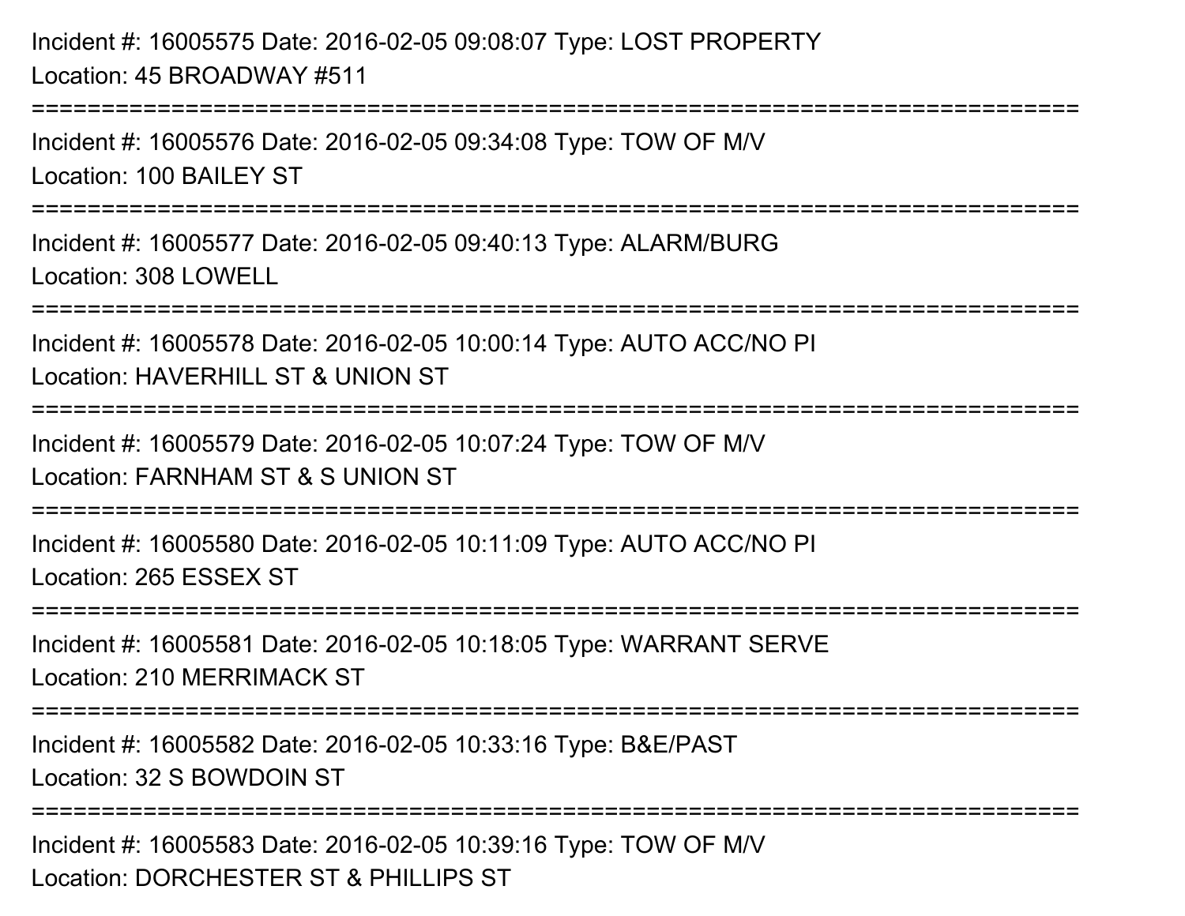Incident #: 16005575 Date: 2016-02-05 09:08:07 Type: LOST PROPERTY
Location: 45 BROADWAY #511

===========================================================================

Incident #: 16005576 Date: 2016-02-05 09:34:08 Type: TOW OF M/V
Location: 100 BAILEY ST

===========================================================================

Incident #: 16005577 Date: 2016-02-05 09:40:13 Type: ALARM/BURG
Location: 308 LOWELL

===========================================================================

Incident #: 16005578 Date: 2016-02-05 10:00:14 Type: AUTO ACC/NO PI
Location: HAVERHILL ST & UNION ST

===========================================================================

Incident #: 16005579 Date: 2016-02-05 10:07:24 Type: TOW OF M/V
Location: FARNHAM ST & S UNION ST

===========================================================================

Incident #: 16005580 Date: 2016-02-05 10:11:09 Type: AUTO ACC/NO PI
Location: 265 ESSEX ST

===========================================================================

Incident #: 16005581 Date: 2016-02-05 10:18:05 Type: WARRANT SERVE
Location: 210 MERRIMACK ST

===========================================================================

Incident #: 16005582 Date: 2016-02-05 10:33:16 Type: B&E/PAST
Location: 32 S BOWDOIN ST

===========================================================================

Incident #: 16005583 Date: 2016-02-05 10:39:16 Type: TOW OF M/V
Location: DORCHESTER ST & PHILLIPS ST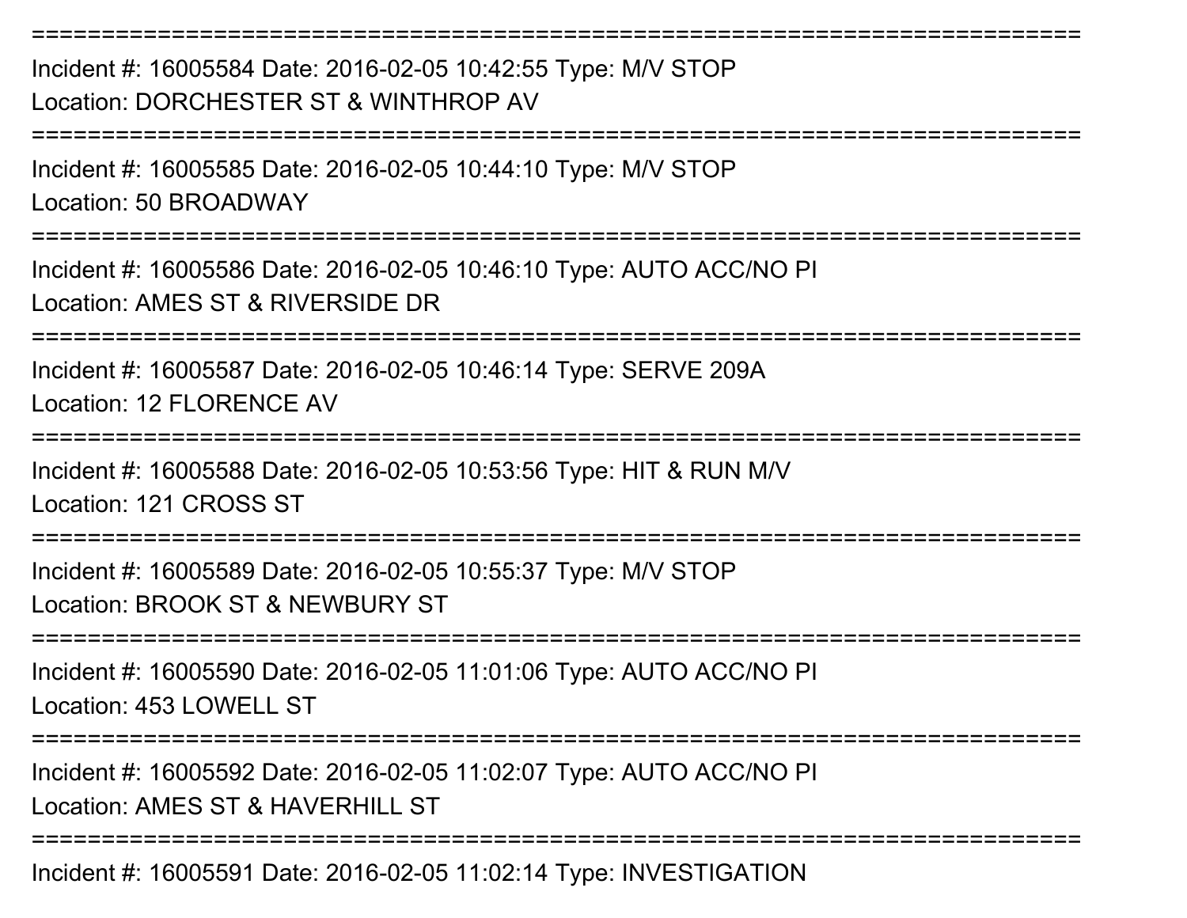===========================================================================

Incident #: 16005584 Date: 2016-02-05 10:42:55 Type: M/V STOP
Location: DORCHESTER ST & WINTHROP AV

===========================================================================

Incident #: 16005585 Date: 2016-02-05 10:44:10 Type: M/V STOP
Location: 50 BROADWAY

===========================================================================

Incident #: 16005586 Date: 2016-02-05 10:46:10 Type: AUTO ACC/NO PI
Location: AMES ST & RIVERSIDE DR

===========================================================================

Incident #: 16005587 Date: 2016-02-05 10:46:14 Type: SERVE 209A
Location: 12 FLORENCE AV

===========================================================================

Incident #: 16005588 Date: 2016-02-05 10:53:56 Type: HIT & RUN M/V
Location: 121 CROSS ST

===========================================================================

Incident #: 16005589 Date: 2016-02-05 10:55:37 Type: M/V STOP
Location: BROOK ST & NEWBURY ST

===========================================================================

Incident #: 16005590 Date: 2016-02-05 11:01:06 Type: AUTO ACC/NO PI
Location: 453 LOWELL ST

===========================================================================

Incident #: 16005592 Date: 2016-02-05 11:02:07 Type: AUTO ACC/NO PI
Location: AMES ST & HAVERHILL ST

===========================================================================

Incident #: 16005591 Date: 2016-02-05 11:02:14 Type: INVESTIGATION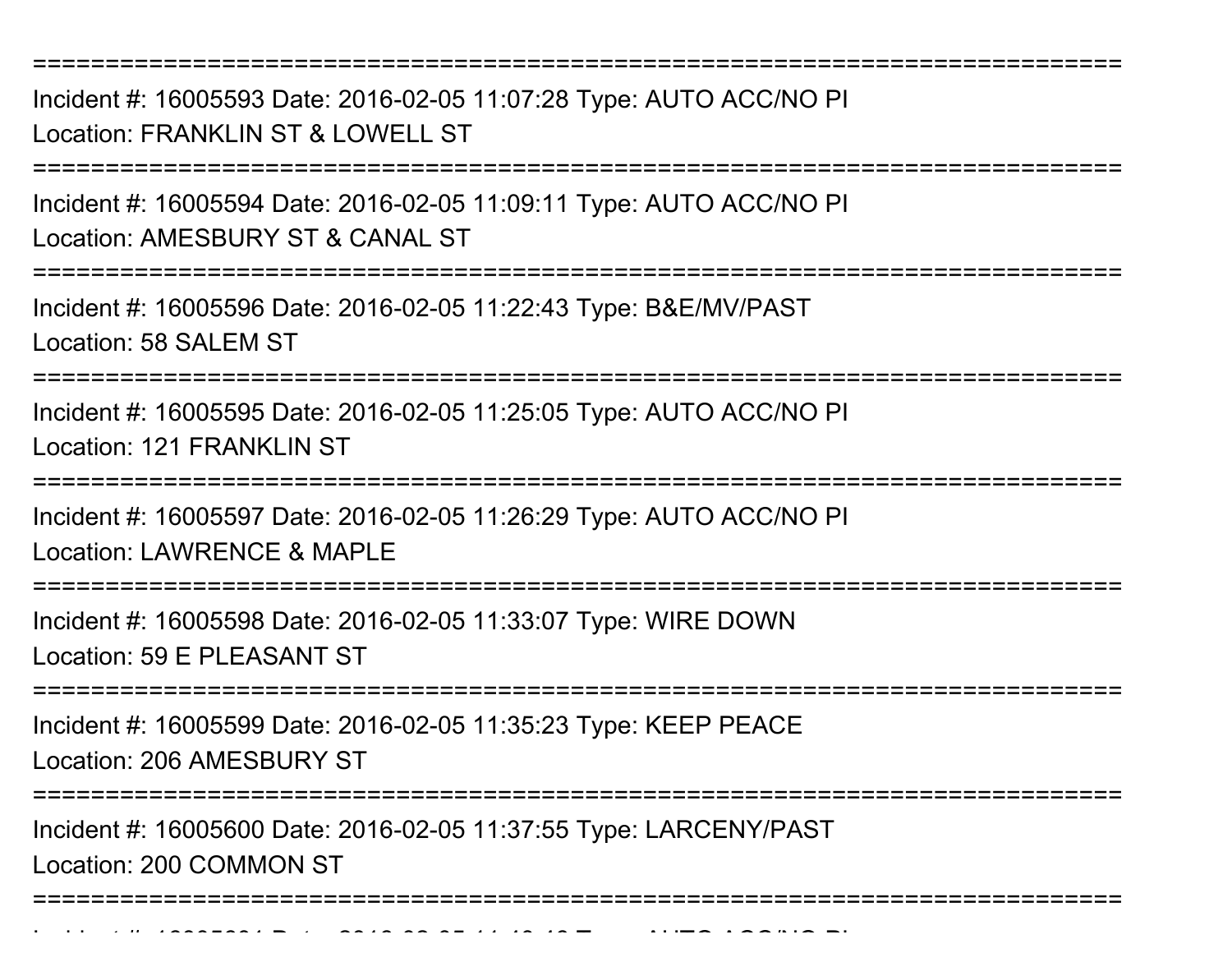===========================================================================

Incident #: 16005593 Date: 2016-02-05 11:07:28 Type: AUTO ACC/NO PI
Location: FRANKLIN ST & LOWELL ST

===========================================================================

Incident #: 16005594 Date: 2016-02-05 11:09:11 Type: AUTO ACC/NO PI
Location: AMESBURY ST & CANAL ST

===========================================================================

Incident #: 16005596 Date: 2016-02-05 11:22:43 Type: B&E/MV/PAST
Location: 58 SALEM ST

===========================================================================

Incident #: 16005595 Date: 2016-02-05 11:25:05 Type: AUTO ACC/NO PI
Location: 121 FRANKLIN ST

===========================================================================

Incident #: 16005597 Date: 2016-02-05 11:26:29 Type: AUTO ACC/NO PI
Location: LAWRENCE & MAPLE

===========================================================================

Incident #: 16005598 Date: 2016-02-05 11:33:07 Type: WIRE DOWN
Location: 59 E PLEASANT ST

===========================================================================

Incident #: 16005599 Date: 2016-02-05 11:35:23 Type: KEEP PEACE
Location: 206 AMESBURY ST

===========================================================================

Incident #: 16005600 Date: 2016-02-05 11:37:55 Type: LARCENY/PAST
Location: 200 COMMON ST

===========================================================================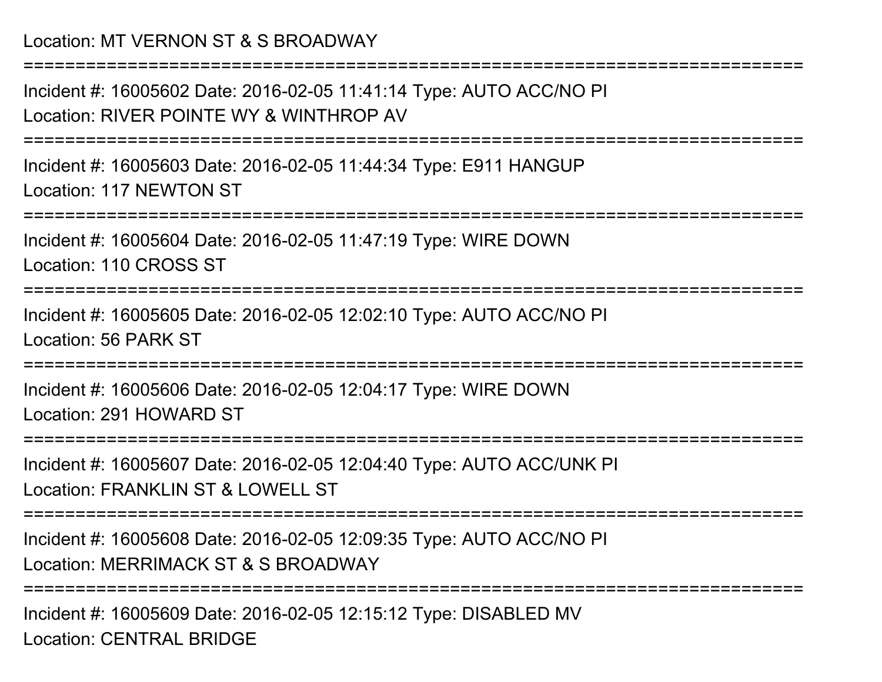Location: MT VERNON ST & S BROADWAY

===========================================================================

Incident #: 16005602 Date: 2016-02-05 11:41:14 Type: AUTO ACC/NO PI
Location: RIVER POINTE WY & WINTHROP AV

===========================================================================

Incident #: 16005603 Date: 2016-02-05 11:44:34 Type: E911 HANGUP
Location: 117 NEWTON ST

===========================================================================

Incident #: 16005604 Date: 2016-02-05 11:47:19 Type: WIRE DOWN
Location: 110 CROSS ST

===========================================================================

Incident #: 16005605 Date: 2016-02-05 12:02:10 Type: AUTO ACC/NO PI
Location: 56 PARK ST

===========================================================================

Incident #: 16005606 Date: 2016-02-05 12:04:17 Type: WIRE DOWN
Location: 291 HOWARD ST

===========================================================================

Incident #: 16005607 Date: 2016-02-05 12:04:40 Type: AUTO ACC/UNK PI
Location: FRANKLIN ST & LOWELL ST

===========================================================================

Incident #: 16005608 Date: 2016-02-05 12:09:35 Type: AUTO ACC/NO PI
Location: MERRIMACK ST & S BROADWAY

===========================================================================

Incident #: 16005609 Date: 2016-02-05 12:15:12 Type: DISABLED MV
Location: CENTRAL BRIDGE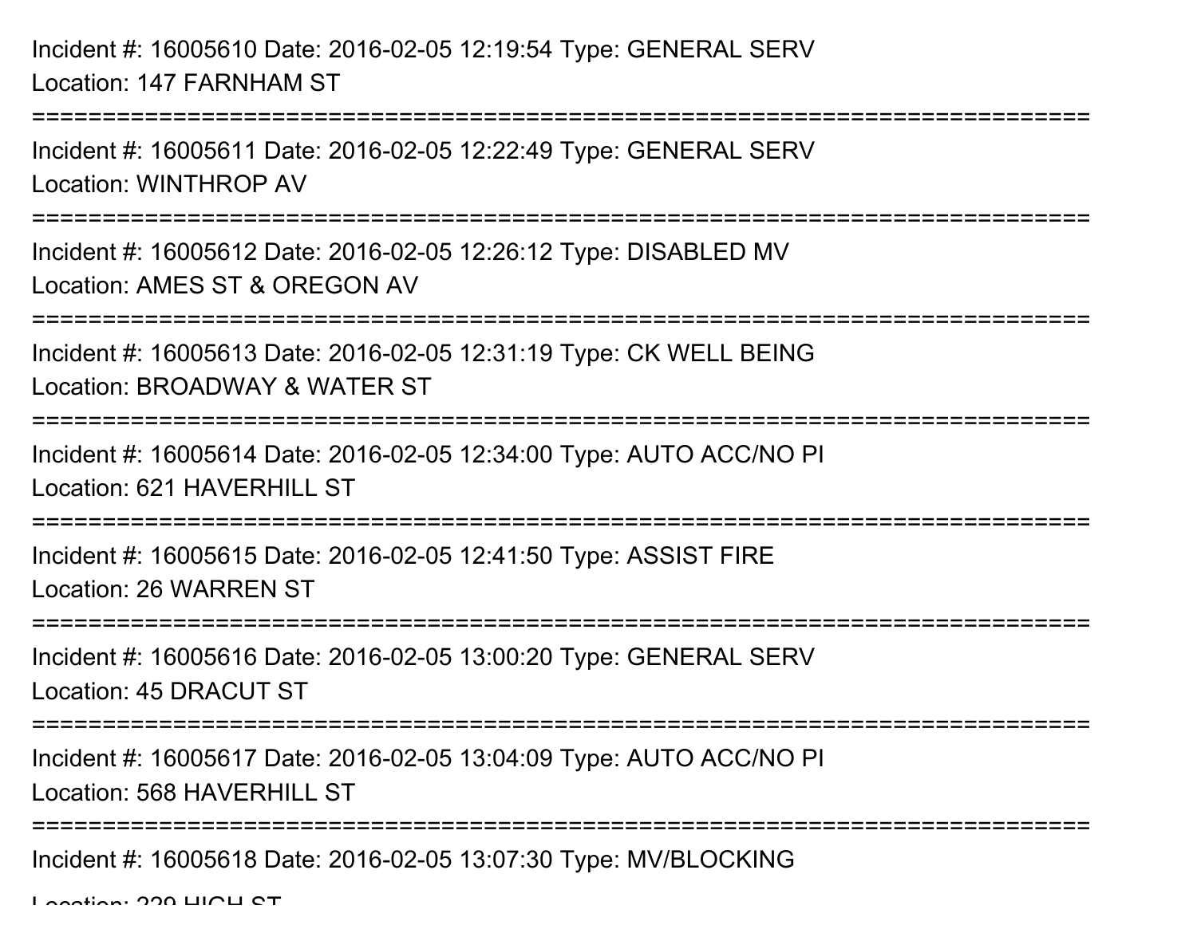Incident #: 16005610 Date: 2016-02-05 12:19:54 Type: GENERAL SERV
Location: 147 FARNHAM ST

===========================================================================

Incident #: 16005611 Date: 2016-02-05 12:22:49 Type: GENERAL SERV
Location: WINTHROP AV

===========================================================================

Incident #: 16005612 Date: 2016-02-05 12:26:12 Type: DISABLED MV
Location: AMES ST & OREGON AV

===========================================================================

Incident #: 16005613 Date: 2016-02-05 12:31:19 Type: CK WELL BEING
Location: BROADWAY & WATER ST

===========================================================================

Incident #: 16005614 Date: 2016-02-05 12:34:00 Type: AUTO ACC/NO PI
Location: 621 HAVERHILL ST

===========================================================================

Incident #: 16005615 Date: 2016-02-05 12:41:50 Type: ASSIST FIRE
Location: 26 WARREN ST

===========================================================================

Incident #: 16005616 Date: 2016-02-05 13:00:20 Type: GENERAL SERV
Location: 45 DRACUT ST

===========================================================================

Incident #: 16005617 Date: 2016-02-05 13:04:09 Type: AUTO ACC/NO PI
Location: 568 HAVERHILL ST

===========================================================================

Incident #: 16005618 Date: 2016-02-05 13:07:30 Type: MV/BLOCKING
Location: 229 HIGH ST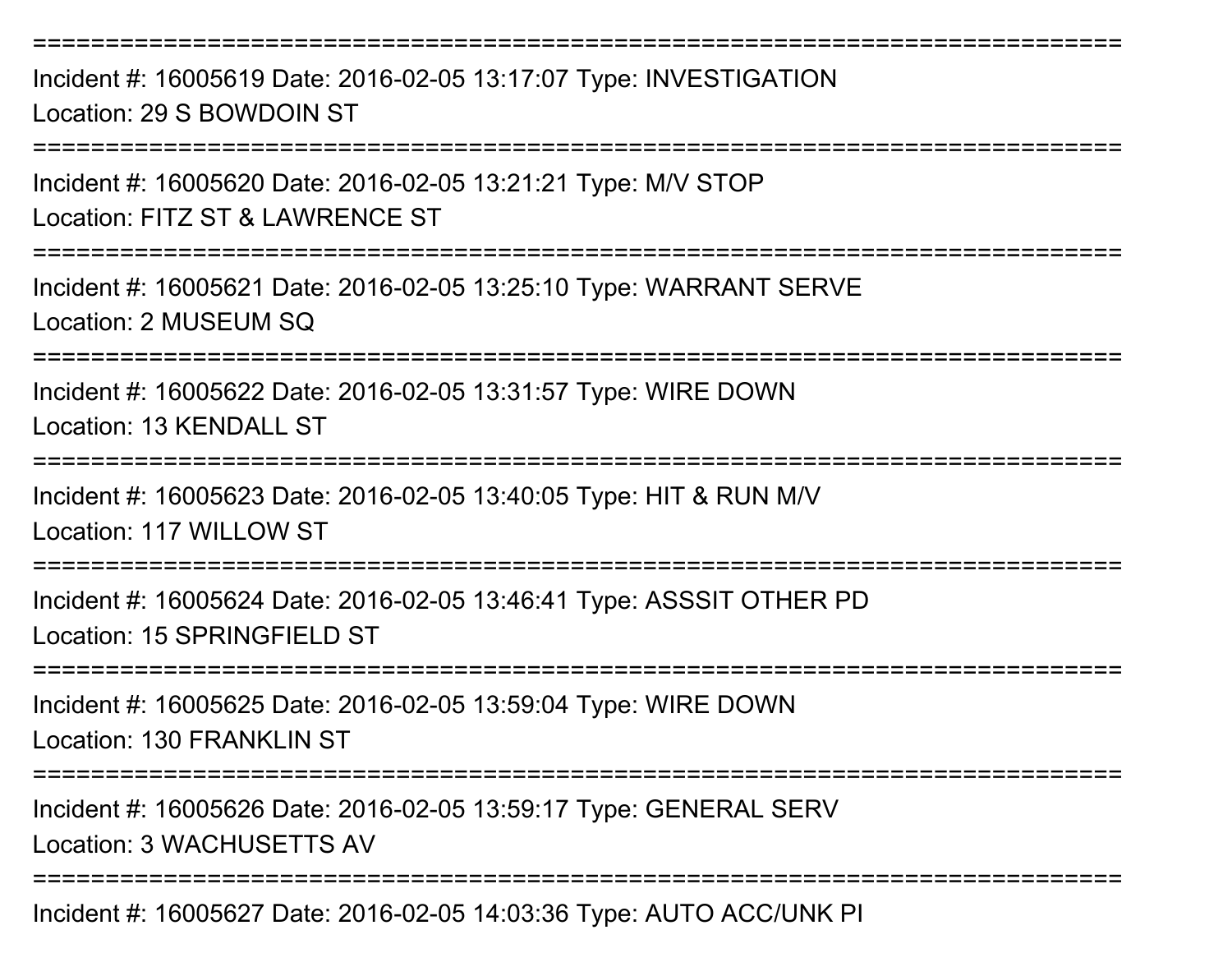===========================================================================
Incident #: 16005619 Date: 2016-02-05 13:17:07 Type: INVESTIGATION
Location: 29 S BOWDOIN ST
===========================================================================
Incident #: 16005620 Date: 2016-02-05 13:21:21 Type: M/V STOP
Location: FITZ ST & LAWRENCE ST
===========================================================================
Incident #: 16005621 Date: 2016-02-05 13:25:10 Type: WARRANT SERVE
Location: 2 MUSEUM SQ
===========================================================================
Incident #: 16005622 Date: 2016-02-05 13:31:57 Type: WIRE DOWN
Location: 13 KENDALL ST
===========================================================================
Incident #: 16005623 Date: 2016-02-05 13:40:05 Type: HIT & RUN M/V
Location: 117 WILLOW ST
===========================================================================
Incident #: 16005624 Date: 2016-02-05 13:46:41 Type: ASSSIT OTHER PD
Location: 15 SPRINGFIELD ST
===========================================================================
Incident #: 16005625 Date: 2016-02-05 13:59:04 Type: WIRE DOWN
Location: 130 FRANKLIN ST
===========================================================================
Incident #: 16005626 Date: 2016-02-05 13:59:17 Type: GENERAL SERV
Location: 3 WACHUSETTS AV
===========================================================================
Incident #: 16005627 Date: 2016-02-05 14:03:36 Type: AUTO ACC/UNK PI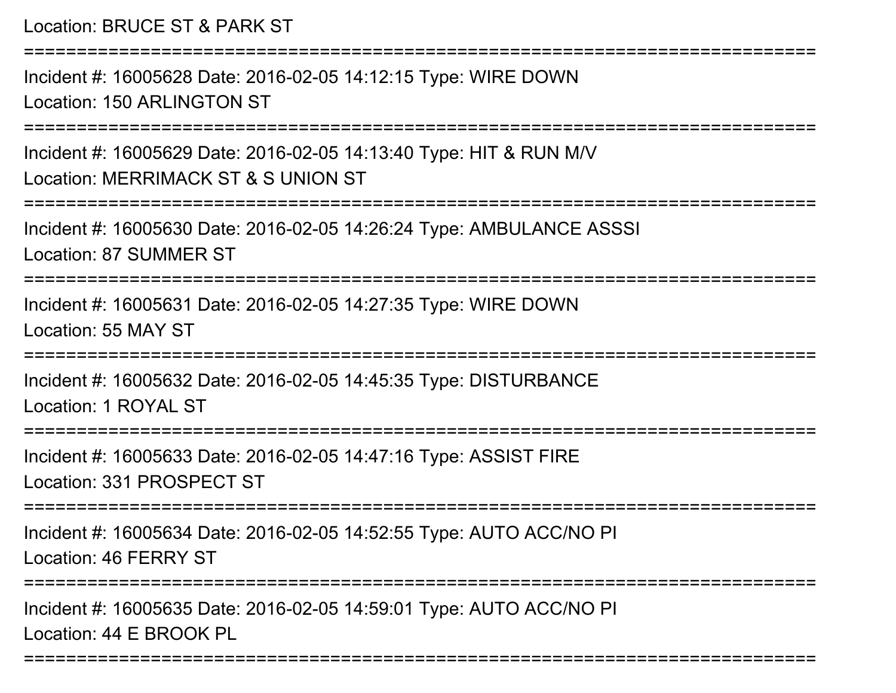Location: BRUCE ST & PARK ST

===========================================================================

Incident #: 16005628 Date: 2016-02-05 14:12:15 Type: WIRE DOWN

Location: 150 ARLINGTON ST

===========================================================================

Incident #: 16005629 Date: 2016-02-05 14:13:40 Type: HIT & RUN M/V

Location: MERRIMACK ST & S UNION ST

===========================================================================

Incident #: 16005630 Date: 2016-02-05 14:26:24 Type: AMBULANCE ASSSI

Location: 87 SUMMER ST

===========================================================================

Incident #: 16005631 Date: 2016-02-05 14:27:35 Type: WIRE DOWN

Location: 55 MAY ST

===========================================================================

Incident #: 16005632 Date: 2016-02-05 14:45:35 Type: DISTURBANCE

Location: 1 ROYAL ST

===========================================================================

Incident #: 16005633 Date: 2016-02-05 14:47:16 Type: ASSIST FIRE

Location: 331 PROSPECT ST

===========================================================================

Incident #: 16005634 Date: 2016-02-05 14:52:55 Type: AUTO ACC/NO PI

Location: 46 FERRY ST

===========================================================================

Incident #: 16005635 Date: 2016-02-05 14:59:01 Type: AUTO ACC/NO PI

Location: 44 E BROOK PL

===========================================================================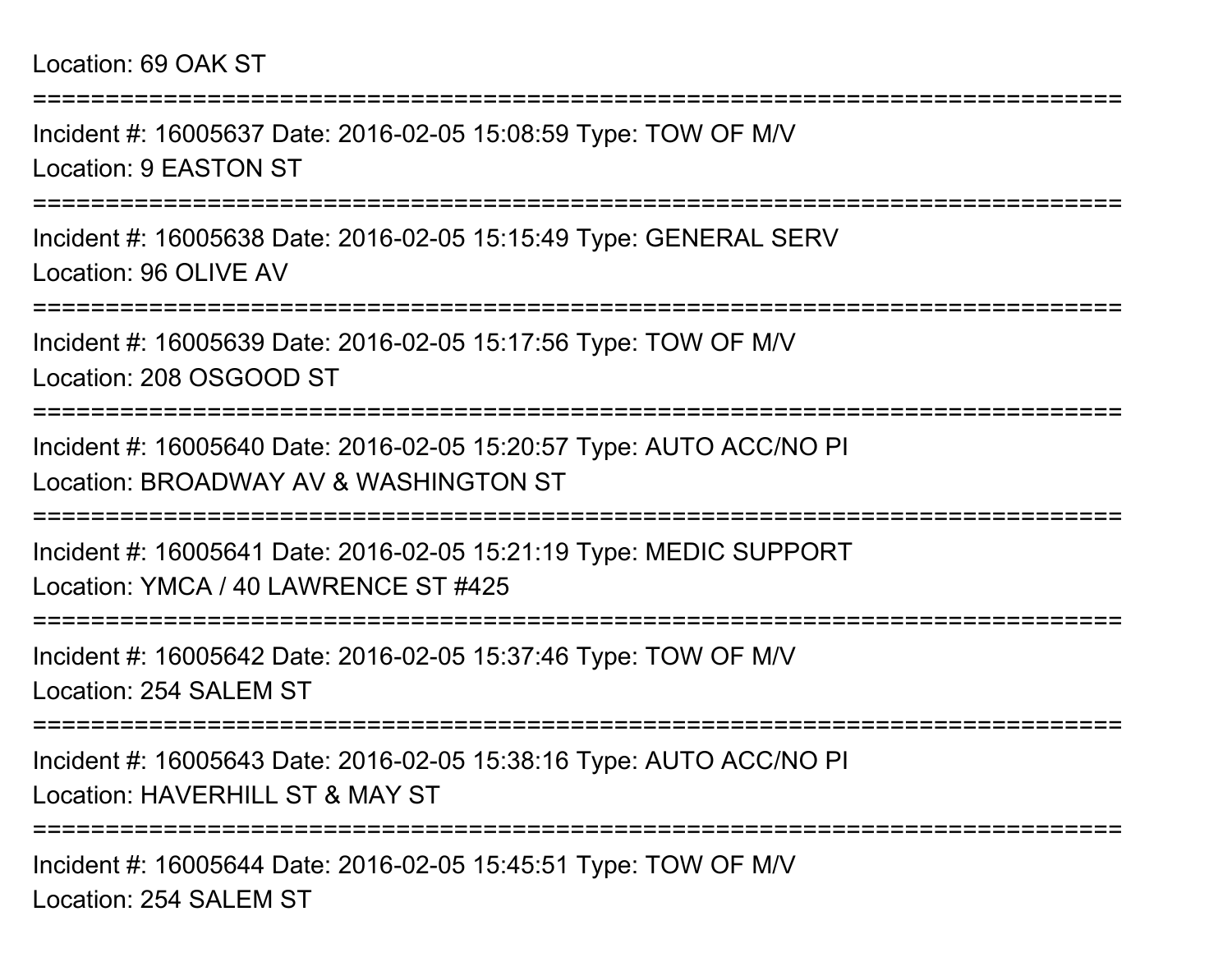Location: 69 OAK ST

===========================================================================

Incident #: 16005637 Date: 2016-02-05 15:08:59 Type: TOW OF M/V
Location: 9 EASTON ST

===========================================================================

Incident #: 16005638 Date: 2016-02-05 15:15:49 Type: GENERAL SERV
Location: 96 OLIVE AV

===========================================================================

Incident #: 16005639 Date: 2016-02-05 15:17:56 Type: TOW OF M/V
Location: 208 OSGOOD ST

===========================================================================

Incident #: 16005640 Date: 2016-02-05 15:20:57 Type: AUTO ACC/NO PI
Location: BROADWAY AV & WASHINGTON ST

===========================================================================

Incident #: 16005641 Date: 2016-02-05 15:21:19 Type: MEDIC SUPPORT
Location: YMCA / 40 LAWRENCE ST #425

===========================================================================

Incident #: 16005642 Date: 2016-02-05 15:37:46 Type: TOW OF M/V
Location: 254 SALEM ST

===========================================================================

Incident #: 16005643 Date: 2016-02-05 15:38:16 Type: AUTO ACC/NO PI
Location: HAVERHILL ST & MAY ST

===========================================================================

Incident #: 16005644 Date: 2016-02-05 15:45:51 Type: TOW OF M/V
Location: 254 SALEM ST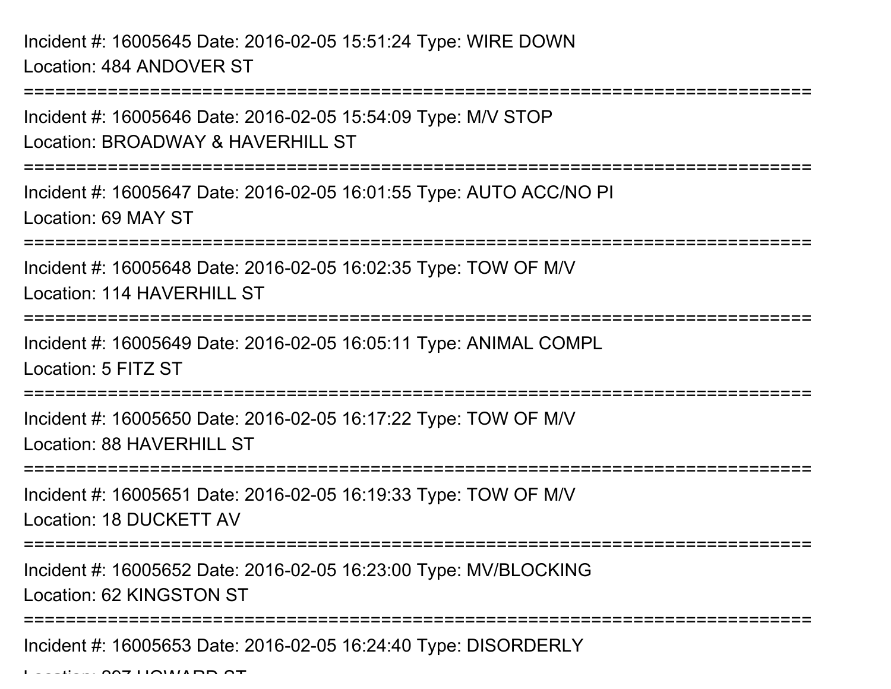Incident #: 16005645 Date: 2016-02-05 15:51:24 Type: WIRE DOWN
Location: 484 ANDOVER ST

===========================================================================

Incident #: 16005646 Date: 2016-02-05 15:54:09 Type: M/V STOP
Location: BROADWAY & HAVERHILL ST

===========================================================================

Incident #: 16005647 Date: 2016-02-05 16:01:55 Type: AUTO ACC/NO PI
Location: 69 MAY ST

===========================================================================

Incident #: 16005648 Date: 2016-02-05 16:02:35 Type: TOW OF M/V
Location: 114 HAVERHILL ST

===========================================================================

Incident #: 16005649 Date: 2016-02-05 16:05:11 Type: ANIMAL COMPL
Location: 5 FITZ ST

===========================================================================

Incident #: 16005650 Date: 2016-02-05 16:17:22 Type: TOW OF M/V
Location: 88 HAVERHILL ST

===========================================================================

Incident #: 16005651 Date: 2016-02-05 16:19:33 Type: TOW OF M/V
Location: 18 DUCKETT AV

===========================================================================

Incident #: 16005652 Date: 2016-02-05 16:23:00 Type: MV/BLOCKING
Location: 62 KINGSTON ST

===========================================================================

Incident #: 16005653 Date: 2016-02-05 16:24:40 Type: DISORDERLY
Location: 207 HOWARD ST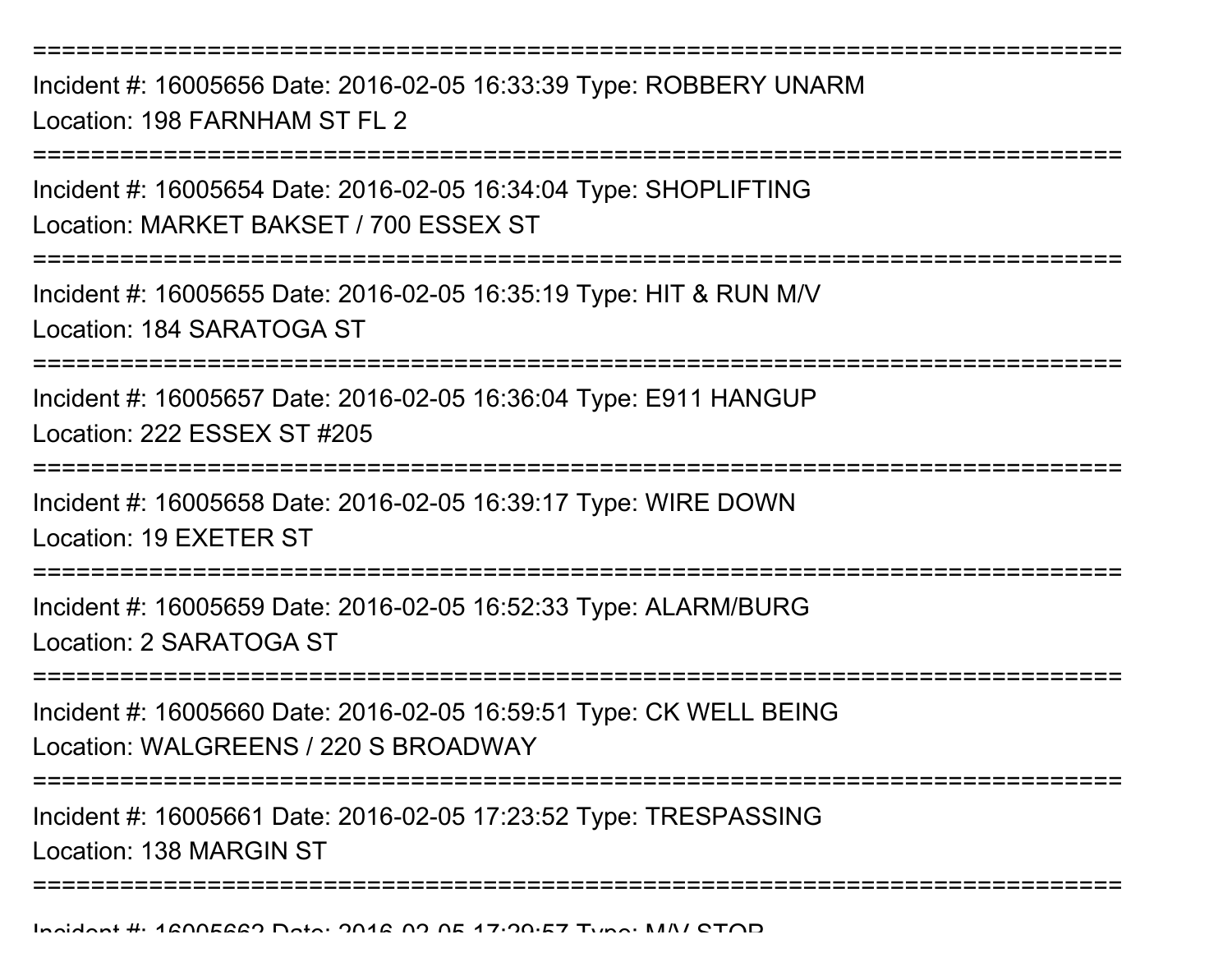===========================================================================

Incident #: 16005656 Date: 2016-02-05 16:33:39 Type: ROBBERY UNARM
Location: 198 FARNHAM ST FL 2

===========================================================================

Incident #: 16005654 Date: 2016-02-05 16:34:04 Type: SHOPLIFTING
Location: MARKET BAKSET / 700 ESSEX ST

===========================================================================

Incident #: 16005655 Date: 2016-02-05 16:35:19 Type: HIT & RUN M/V
Location: 184 SARATOGA ST

===========================================================================

Incident #: 16005657 Date: 2016-02-05 16:36:04 Type: E911 HANGUP
Location: 222 ESSEX ST #205

===========================================================================

Incident #: 16005658 Date: 2016-02-05 16:39:17 Type: WIRE DOWN
Location: 19 EXETER ST

===========================================================================

Incident #: 16005659 Date: 2016-02-05 16:52:33 Type: ALARM/BURG
Location: 2 SARATOGA ST

===========================================================================

Incident #: 16005660 Date: 2016-02-05 16:59:51 Type: CK WELL BEING
Location: WALGREENS / 220 S BROADWAY

===========================================================================

Incident #: 16005661 Date: 2016-02-05 17:23:52 Type: TRESPASSING
Location: 138 MARGIN ST

===========================================================================

Incident #: 16005662 Date: 2016-02-05 17:29:57 Type: M/V STOP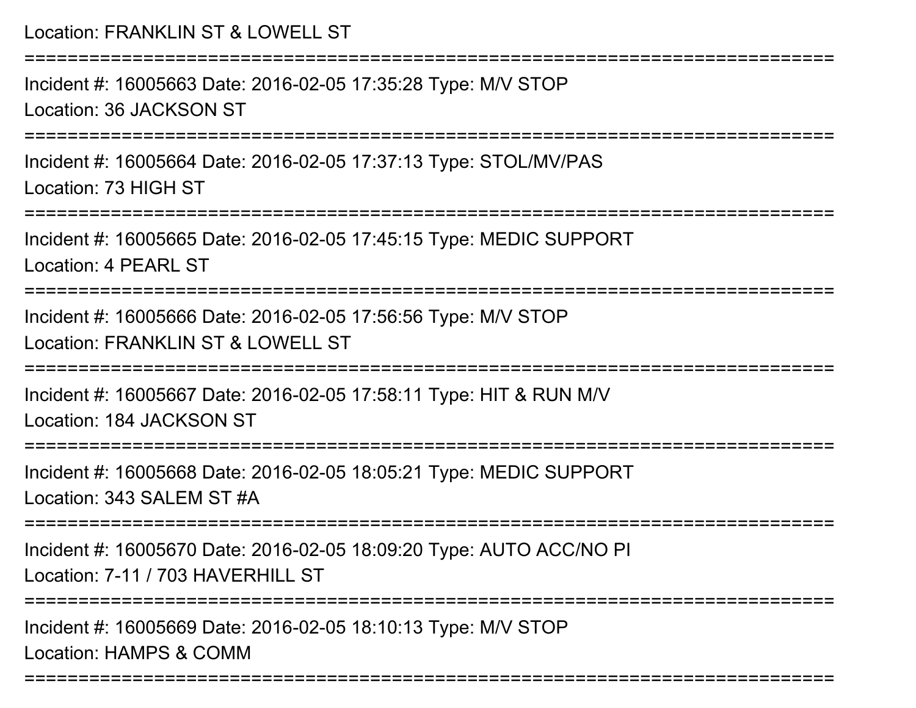Location: FRANKLIN ST & LOWELL ST

===========================================================================

Incident #: 16005663 Date: 2016-02-05 17:35:28 Type: M/V STOP

Location: 36 JACKSON ST

===========================================================================

Incident #: 16005664 Date: 2016-02-05 17:37:13 Type: STOL/MV/PAS

Location: 73 HIGH ST

===========================================================================

Incident #: 16005665 Date: 2016-02-05 17:45:15 Type: MEDIC SUPPORT

Location: 4 PEARL ST

===========================================================================

Incident #: 16005666 Date: 2016-02-05 17:56:56 Type: M/V STOP

Location: FRANKLIN ST & LOWELL ST

===========================================================================

Incident #: 16005667 Date: 2016-02-05 17:58:11 Type: HIT & RUN M/V

Location: 184 JACKSON ST

===========================================================================

Incident #: 16005668 Date: 2016-02-05 18:05:21 Type: MEDIC SUPPORT

Location: 343 SALEM ST #A

===========================================================================

Incident #: 16005670 Date: 2016-02-05 18:09:20 Type: AUTO ACC/NO PI

Location: 7-11 / 703 HAVERHILL ST

===========================================================================

Incident #: 16005669 Date: 2016-02-05 18:10:13 Type: M/V STOP

Location: HAMPS & COMM

===========================================================================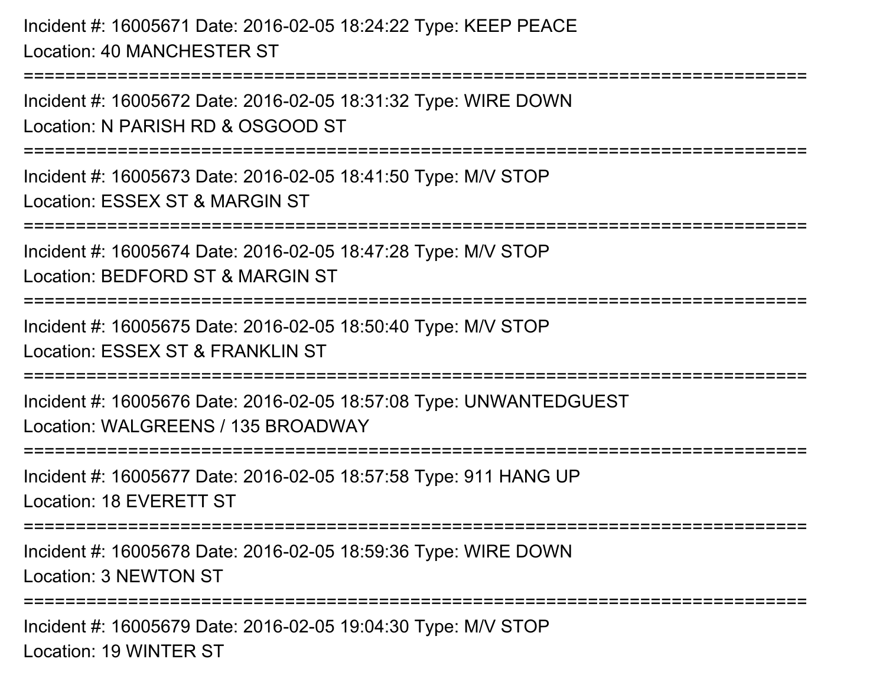Incident #: 16005671 Date: 2016-02-05 18:24:22 Type: KEEP PEACE
Location: 40 MANCHESTER ST

===========================================================================

Incident #: 16005672 Date: 2016-02-05 18:31:32 Type: WIRE DOWN
Location: N PARISH RD & OSGOOD ST

===========================================================================

Incident #: 16005673 Date: 2016-02-05 18:41:50 Type: M/V STOP
Location: ESSEX ST & MARGIN ST

===========================================================================

Incident #: 16005674 Date: 2016-02-05 18:47:28 Type: M/V STOP
Location: BEDFORD ST & MARGIN ST

===========================================================================

Incident #: 16005675 Date: 2016-02-05 18:50:40 Type: M/V STOP
Location: ESSEX ST & FRANKLIN ST

===========================================================================

Incident #: 16005676 Date: 2016-02-05 18:57:08 Type: UNWANTEDGUEST
Location: WALGREENS / 135 BROADWAY

===========================================================================

Incident #: 16005677 Date: 2016-02-05 18:57:58 Type: 911 HANG UP
Location: 18 EVERETT ST

===========================================================================

Incident #: 16005678 Date: 2016-02-05 18:59:36 Type: WIRE DOWN
Location: 3 NEWTON ST

===========================================================================

Incident #: 16005679 Date: 2016-02-05 19:04:30 Type: M/V STOP
Location: 19 WINTER ST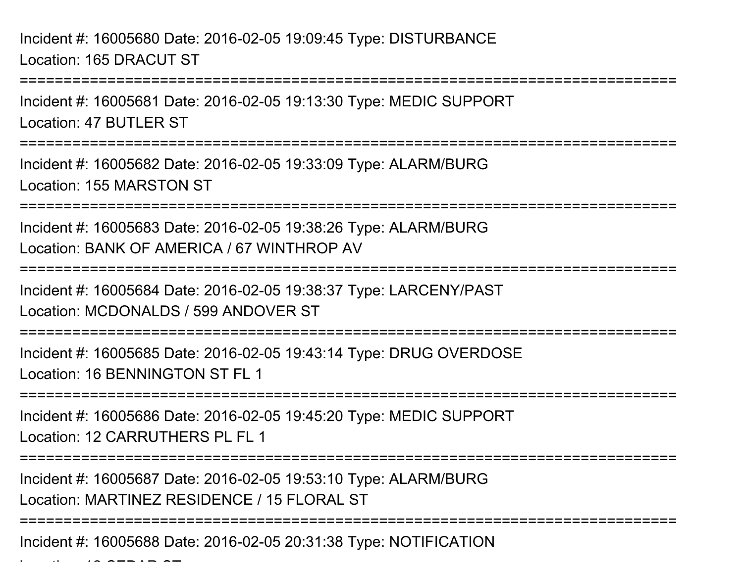Incident #: 16005680 Date: 2016-02-05 19:09:45 Type: DISTURBANCE
Location: 165 DRACUT ST

===========================================================================

Incident #: 16005681 Date: 2016-02-05 19:13:30 Type: MEDIC SUPPORT
Location: 47 BUTLER ST

===========================================================================

Incident #: 16005682 Date: 2016-02-05 19:33:09 Type: ALARM/BURG
Location: 155 MARSTON ST

===========================================================================

Incident #: 16005683 Date: 2016-02-05 19:38:26 Type: ALARM/BURG
Location: BANK OF AMERICA / 67 WINTHROP AV

===========================================================================

Incident #: 16005684 Date: 2016-02-05 19:38:37 Type: LARCENY/PAST
Location: MCDONALDS / 599 ANDOVER ST

===========================================================================

Incident #: 16005685 Date: 2016-02-05 19:43:14 Type: DRUG OVERDOSE
Location: 16 BENNINGTON ST FL 1

===========================================================================

Incident #: 16005686 Date: 2016-02-05 19:45:20 Type: MEDIC SUPPORT
Location: 12 CARRUTHERS PL FL 1

===========================================================================

Incident #: 16005687 Date: 2016-02-05 19:53:10 Type: ALARM/BURG
Location: MARTINEZ RESIDENCE / 15 FLORAL ST

===========================================================================

Incident #: 16005688 Date: 2016-02-05 20:31:38 Type: NOTIFICATION
Location: 12 CEDAR ST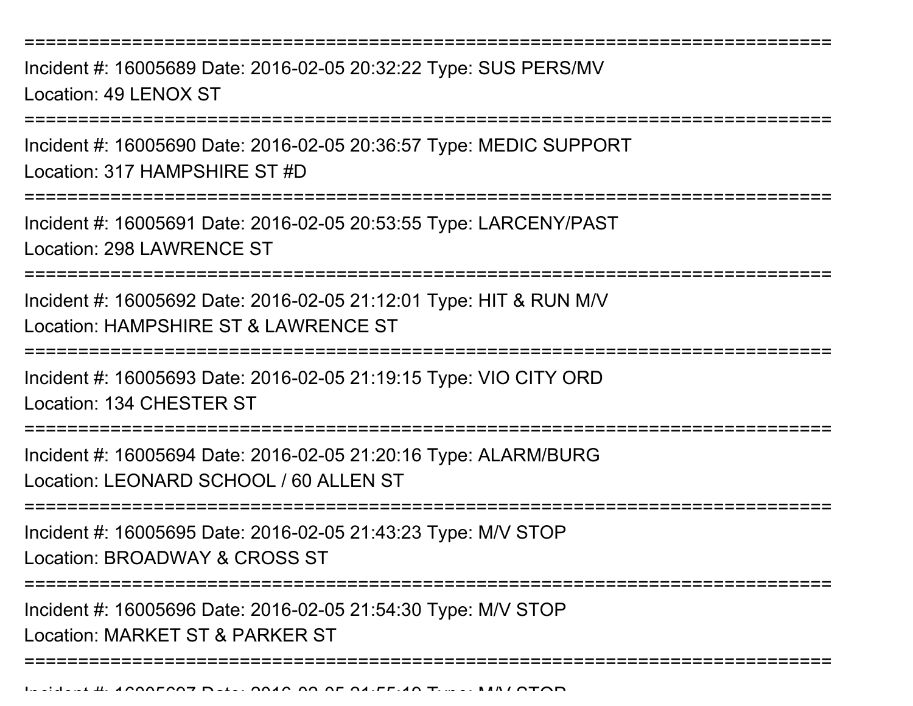===========================================================================

Incident #: 16005689 Date: 2016-02-05 20:32:22 Type: SUS PERS/MV
Location: 49 LENOX ST

===========================================================================

Incident #: 16005690 Date: 2016-02-05 20:36:57 Type: MEDIC SUPPORT
Location: 317 HAMPSHIRE ST #D

===========================================================================

Incident #: 16005691 Date: 2016-02-05 20:53:55 Type: LARCENY/PAST
Location: 298 LAWRENCE ST

===========================================================================

Incident #: 16005692 Date: 2016-02-05 21:12:01 Type: HIT & RUN M/V
Location: HAMPSHIRE ST & LAWRENCE ST

===========================================================================

Incident #: 16005693 Date: 2016-02-05 21:19:15 Type: VIO CITY ORD
Location: 134 CHESTER ST

===========================================================================

Incident #: 16005694 Date: 2016-02-05 21:20:16 Type: ALARM/BURG
Location: LEONARD SCHOOL / 60 ALLEN ST

===========================================================================

Incident #: 16005695 Date: 2016-02-05 21:43:23 Type: M/V STOP
Location: BROADWAY & CROSS ST

===========================================================================

Incident #: 16005696 Date: 2016-02-05 21:54:30 Type: M/V STOP
Location: MARKET ST & PARKER ST

===========================================================================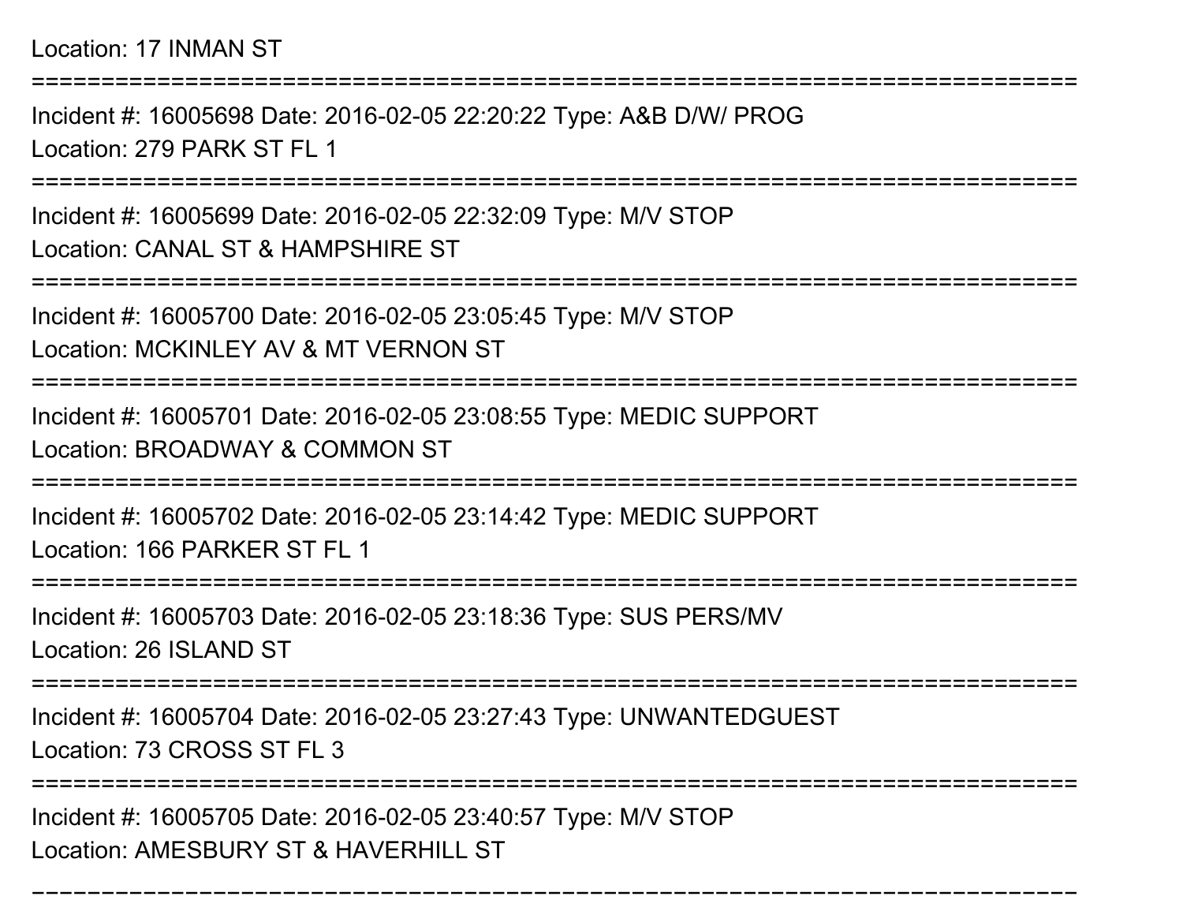Location: 17 INMAN ST

===========================================================================

Incident #: 16005698 Date: 2016-02-05 22:20:22 Type: A&B D/W/ PROG

Location: 279 PARK ST FL 1

===========================================================================

Incident #: 16005699 Date: 2016-02-05 22:32:09 Type: M/V STOP

Location: CANAL ST & HAMPSHIRE ST

===========================================================================

Incident #: 16005700 Date: 2016-02-05 23:05:45 Type: M/V STOP

Location: MCKINLEY AV & MT VERNON ST

===========================================================================

Incident #: 16005701 Date: 2016-02-05 23:08:55 Type: MEDIC SUPPORT

Location: BROADWAY & COMMON ST

===========================================================================

Incident #: 16005702 Date: 2016-02-05 23:14:42 Type: MEDIC SUPPORT

Location: 166 PARKER ST FL 1

===========================================================================

Incident #: 16005703 Date: 2016-02-05 23:18:36 Type: SUS PERS/MV

Location: 26 ISLAND ST

===========================================================================

Incident #: 16005704 Date: 2016-02-05 23:27:43 Type: UNWANTEDGUEST

Location: 73 CROSS ST FL 3

===========================================================================

Incident #: 16005705 Date: 2016-02-05 23:40:57 Type: M/V STOP

Location: AMESBURY ST & HAVERHILL ST

---------------------------------------------------------------------------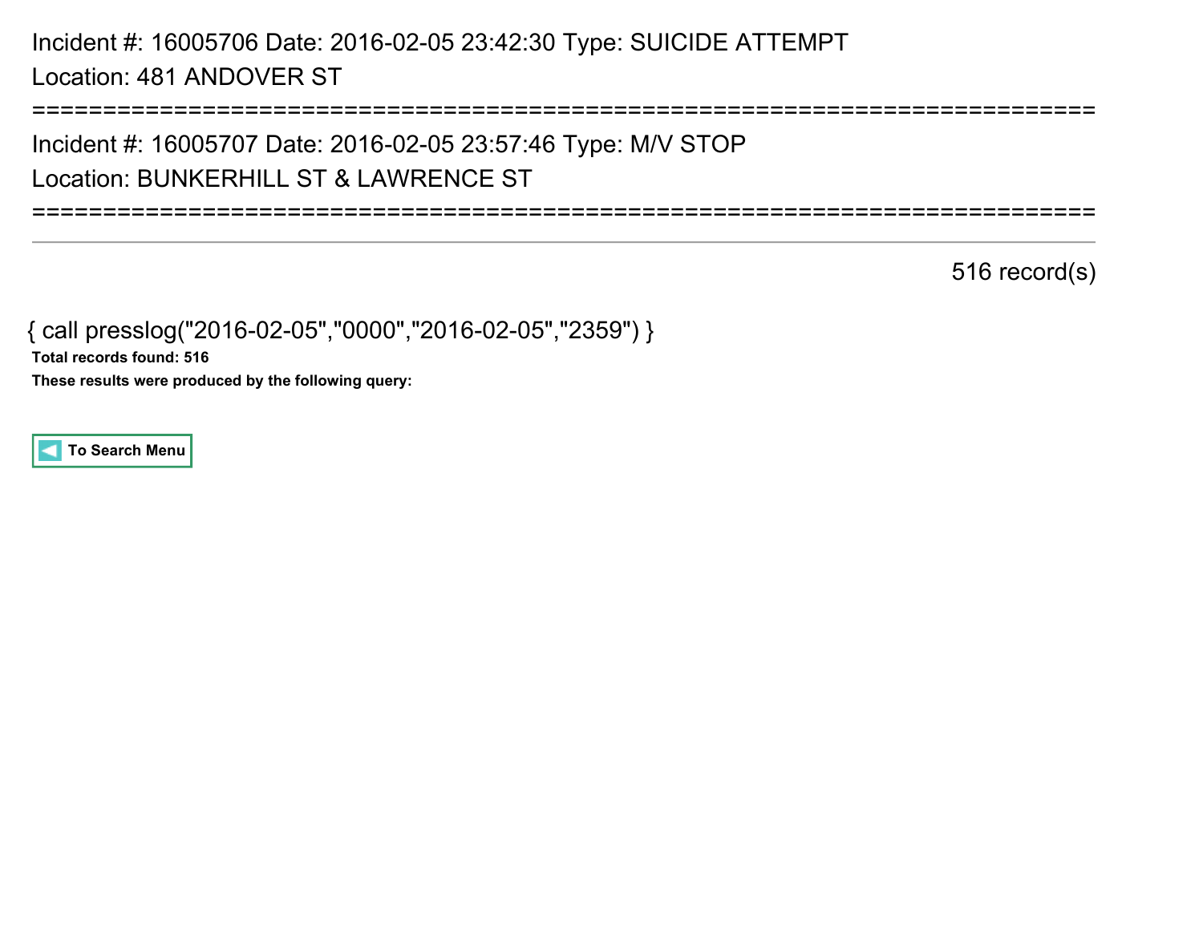Incident #: 16005706 Date: 2016-02-05 23:42:30 Type: SUICIDE ATTEMPT
Location: 481 ANDOVER ST

===========================================================================

Incident #: 16005707 Date: 2016-02-05 23:57:46 Type: M/V STOP
Location: BUNKERHILL ST & LAWRENCE ST

===========================================================================

---

516 record(s)

{ call presslog("2016-02-05","0000","2016-02-05","2359") }

**Total records found: 516**

**These results were produced by the following query:**

**To Search Menu**